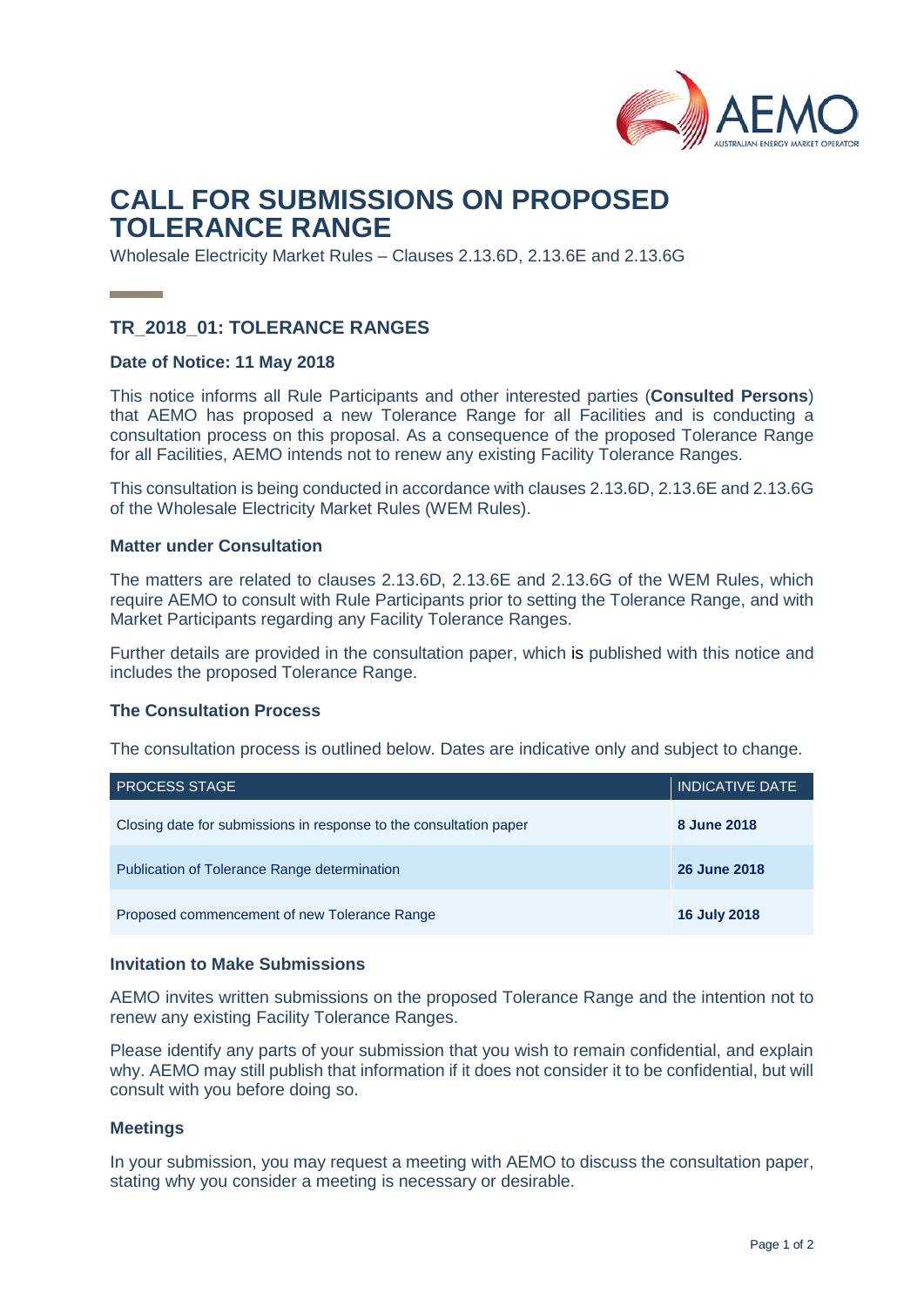# CALL FOR SUBMISSIONS ON PROPOSED TOLERANCE RANGE

Wholesale Electricity Market Rules – Clauses 2.13.6D, 2.13.6E and 2.13.6G

## TR_2018_01: TOLERANCE RANGES

### Date of Notice: 11 May 2018

This notice informs all Rule Participants and other interested parties (**Consulted Persons**) that AEMO has proposed a new Tolerance Range for all Facilities and is conducting a consultation process on this proposal. As a consequence of the proposed Tolerance Range for all Facilities, AEMO intends not to renew any existing Facility Tolerance Ranges.

This consultation is being conducted in accordance with clauses 2.13.6D, 2.13.6E and 2.13.6G of the Wholesale Electricity Market Rules (WEM Rules).

### Matter under Consultation

The matters are related to clauses 2.13.6D, 2.13.6E and 2.13.6G of the WEM Rules, which require AEMO to consult with Rule Participants prior to setting the Tolerance Range, and with Market Participants regarding any Facility Tolerance Ranges.

Further details are provided in the consultation paper, which is published with this notice and includes the proposed Tolerance Range.

### The Consultation Process

The consultation process is outlined below. Dates are indicative only and subject to change.

| PROCESS STAGE | INDICATIVE DATE |
|---|---|
| Closing date for submissions in response to the consultation paper | **8 June 2018** |
| Publication of Tolerance Range determination | **26 June 2018** |
| Proposed commencement of new Tolerance Range | **16 July 2018** |

### Invitation to Make Submissions

AEMO invites written submissions on the proposed Tolerance Range and the intention not to renew any existing Facility Tolerance Ranges.

Please identify any parts of your submission that you wish to remain confidential, and explain why. AEMO may still publish that information if it does not consider it to be confidential, but will consult with you before doing so.

### Meetings

In your submission, you may request a meeting with AEMO to discuss the consultation paper, stating why you consider a meeting is necessary or desirable.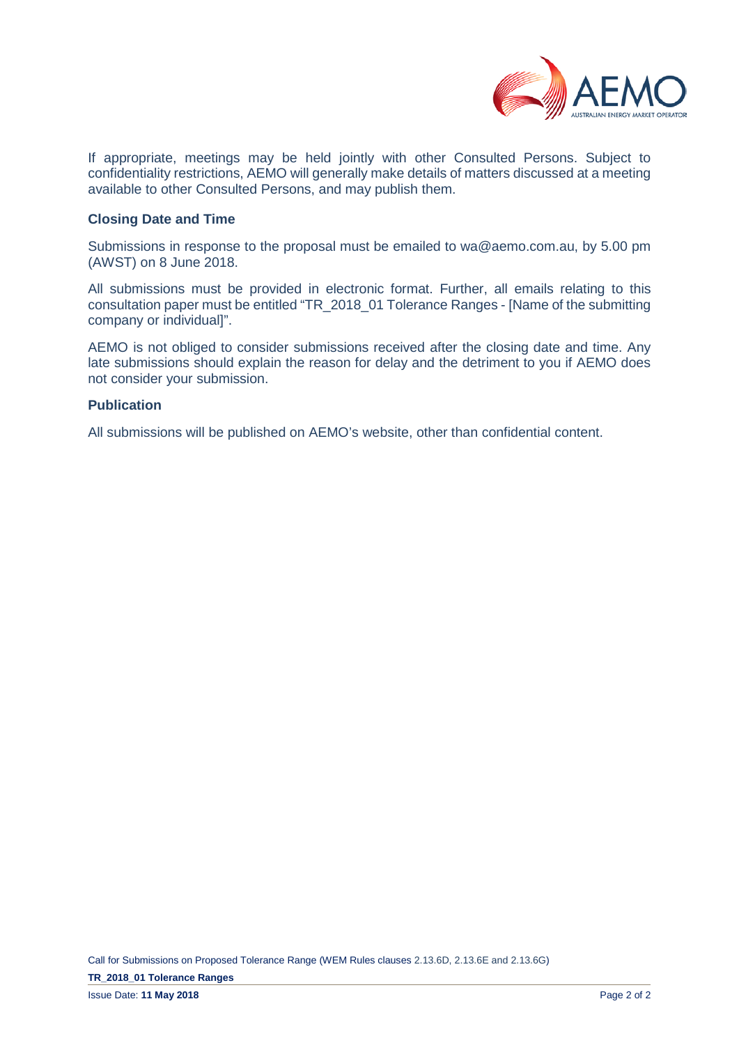If appropriate, meetings may be held jointly with other Consulted Persons. Subject to confidentiality restrictions, AEMO will generally make details of matters discussed at a meeting available to other Consulted Persons, and may publish them.

### Closing Date and Time

Submissions in response to the proposal must be emailed to wa@aemo.com.au, by 5.00 pm (AWST) on 8 June 2018.

All submissions must be provided in electronic format. Further, all emails relating to this consultation paper must be entitled "TR_2018_01 Tolerance Ranges - [Name of the submitting company or individual]".

AEMO is not obliged to consider submissions received after the closing date and time. Any late submissions should explain the reason for delay and the detriment to you if AEMO does not consider your submission.

### Publication

All submissions will be published on AEMO's website, other than confidential content.